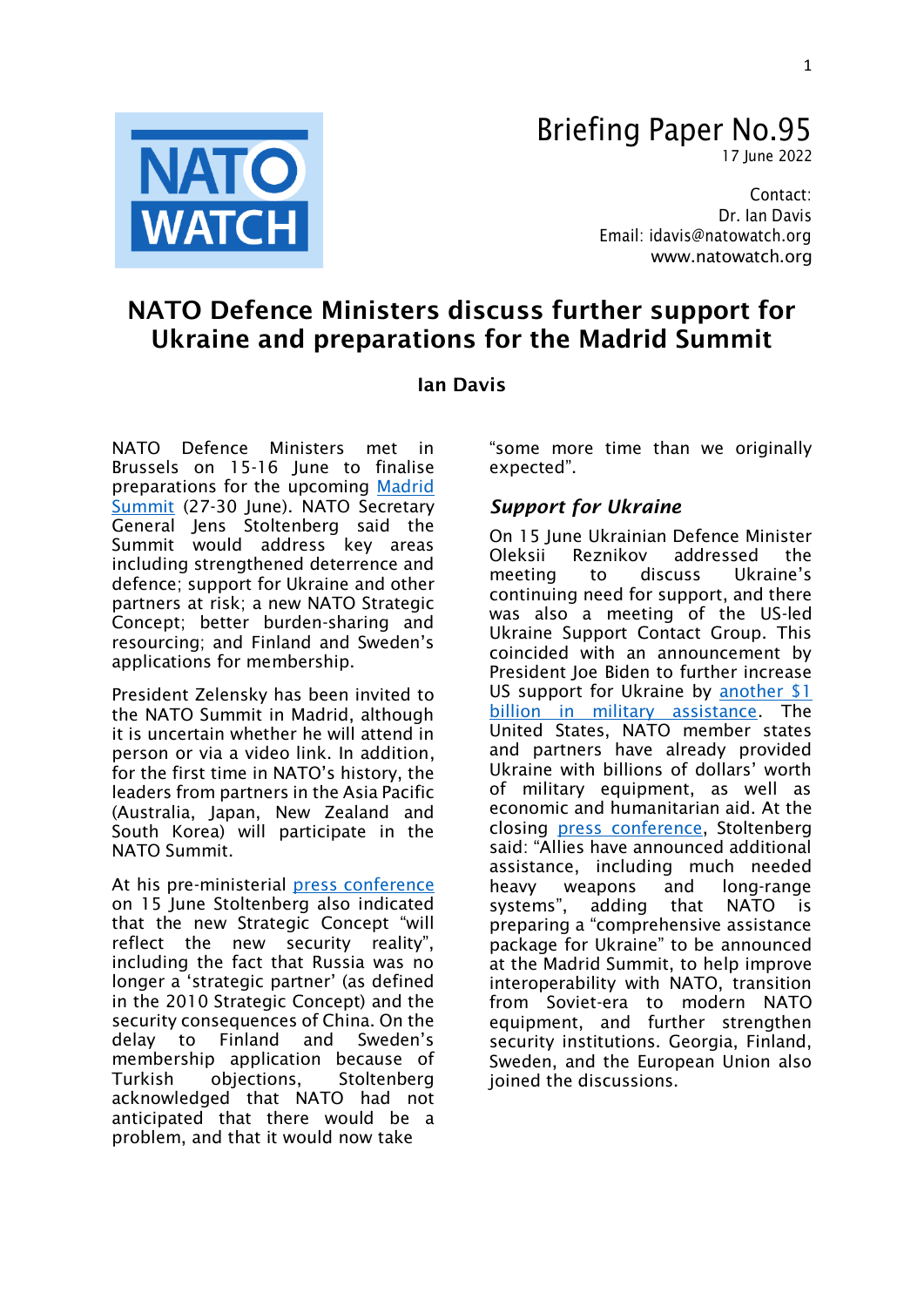NATO WATCH

# Briefing Paper No.95

17 June 2022

Contact:
Dr. Ian Davis
Email: idavis@natowatch.org
www.natowatch.org

# NATO Defence Ministers discuss further support for Ukraine and preparations for the Madrid Summit

**Ian Davis**

NATO Defence Ministers met in Brussels on 15-16 June to finalise preparations for the upcoming Madrid Summit (27-30 June). NATO Secretary General Jens Stoltenberg said the Summit would address key areas including strengthened deterrence and defence; support for Ukraine and other partners at risk; a new NATO Strategic Concept; better burden-sharing and resourcing; and Finland and Sweden's applications for membership.

President Zelensky has been invited to the NATO Summit in Madrid, although it is uncertain whether he will attend in person or via a video link. In addition, for the first time in NATO's history, the leaders from partners in the Asia Pacific (Australia, Japan, New Zealand and South Korea) will participate in the NATO Summit.

At his pre-ministerial press conference on 15 June Stoltenberg also indicated that the new Strategic Concept "will reflect the new security reality", including the fact that Russia was no longer a 'strategic partner' (as defined in the 2010 Strategic Concept) and the security consequences of China. On the delay to Finland and Sweden's membership application because of Turkish objections, Stoltenberg acknowledged that NATO had not anticipated that there would be a problem, and that it would now take "some more time than we originally expected".

## *Support for Ukraine*

On 15 June Ukrainian Defence Minister Oleksii Reznikov addressed the meeting to discuss Ukraine's continuing need for support, and there was also a meeting of the US-led Ukraine Support Contact Group. This coincided with an announcement by President Joe Biden to further increase US support for Ukraine by another $1 billion in military assistance. The United States, NATO member states and partners have already provided Ukraine with billions of dollars' worth of military equipment, as well as economic and humanitarian aid. At the closing press conference, Stoltenberg said: "Allies have announced additional assistance, including much needed heavy weapons and long-range systems", adding that NATO is preparing a "comprehensive assistance package for Ukraine" to be announced at the Madrid Summit, to help improve interoperability with NATO, transition from Soviet-era to modern NATO equipment, and further strengthen security institutions. Georgia, Finland, Sweden, and the European Union also joined the discussions.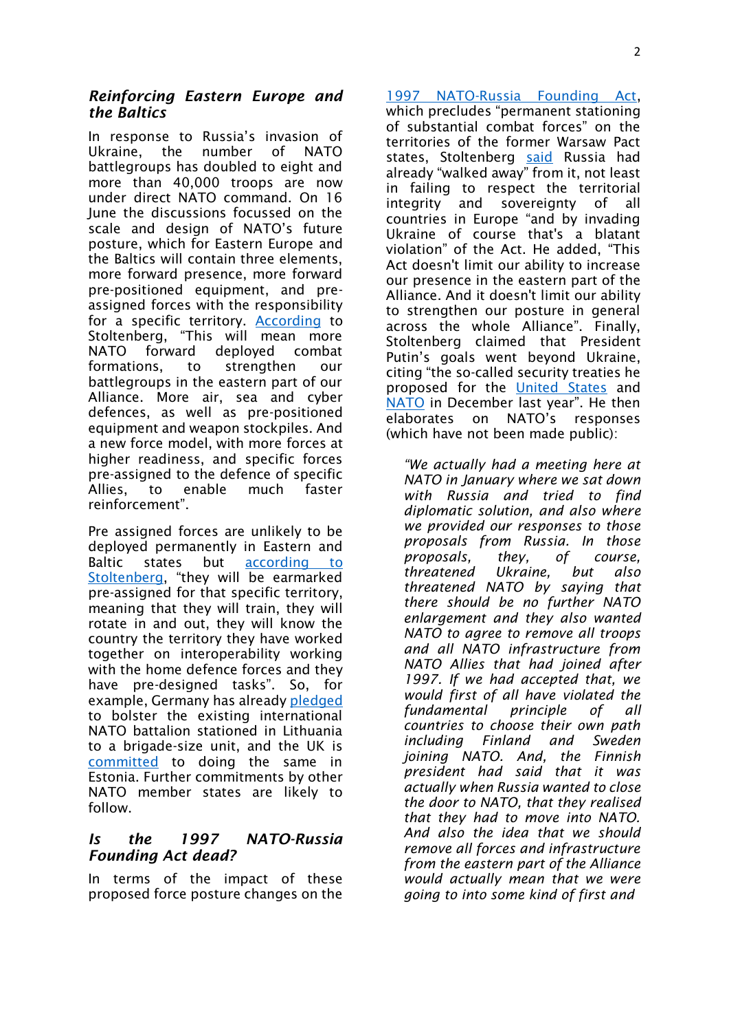### *Reinforcing Eastern Europe and the Baltics*

In response to Russia's invasion of Ukraine, the number of NATO battlegroups has doubled to eight and more than 40,000 troops are now under direct NATO command. On 16 June the discussions focussed on the scale and design of NATO's future posture, which for Eastern Europe and the Baltics will contain three elements, more forward presence, more forward pre-positioned equipment, and pre-assigned forces with the responsibility for a specific territory. According to Stoltenberg, "This will mean more NATO forward deployed combat formations, to strengthen our battlegroups in the eastern part of our Alliance. More air, sea and cyber defences, as well as pre-positioned equipment and weapon stockpiles. And a new force model, with more forces at higher readiness, and specific forces pre-assigned to the defence of specific Allies, to enable much faster reinforcement".

Pre assigned forces are unlikely to be deployed permanently in Eastern and Baltic states but according to Stoltenberg, "they will be earmarked pre-assigned for that specific territory, meaning that they will train, they will rotate in and out, they will know the country the territory they have worked together on interoperability working with the home defence forces and they have pre-designed tasks". So, for example, Germany has already pledged to bolster the existing international NATO battalion stationed in Lithuania to a brigade-size unit, and the UK is committed to doing the same in Estonia. Further commitments by other NATO member states are likely to follow.

### *Is the 1997 NATO-Russia Founding Act dead?*

In terms of the impact of these proposed force posture changes on the 1997 NATO-Russia Founding Act, which precludes "permanent stationing of substantial combat forces" on the territories of the former Warsaw Pact states, Stoltenberg said Russia had already "walked away" from it, not least in failing to respect the territorial integrity and sovereignty of all countries in Europe "and by invading Ukraine of course that's a blatant violation" of the Act. He added, "This Act doesn't limit our ability to increase our presence in the eastern part of the Alliance. And it doesn't limit our ability to strengthen our posture in general across the whole Alliance". Finally, Stoltenberg claimed that President Putin's goals went beyond Ukraine, citing "the so-called security treaties he proposed for the United States and NATO in December last year". He then elaborates on NATO's responses (which have not been made public):

> *"We actually had a meeting here at NATO in January where we sat down with Russia and tried to find diplomatic solution, and also where we provided our responses to those proposals from Russia. In those proposals, they, of course, threatened Ukraine, but also threatened NATO by saying that there should be no further NATO enlargement and they also wanted NATO to agree to remove all troops and all NATO infrastructure from NATO Allies that had joined after 1997. If we had accepted that, we would first of all have violated the fundamental principle of all countries to choose their own path including Finland and Sweden joining NATO. And, the Finnish president had said that it was actually when Russia wanted to close the door to NATO, that they realised that they had to move into NATO. And also the idea that we should remove all forces and infrastructure from the eastern part of the Alliance would actually mean that we were going to into some kind of first and*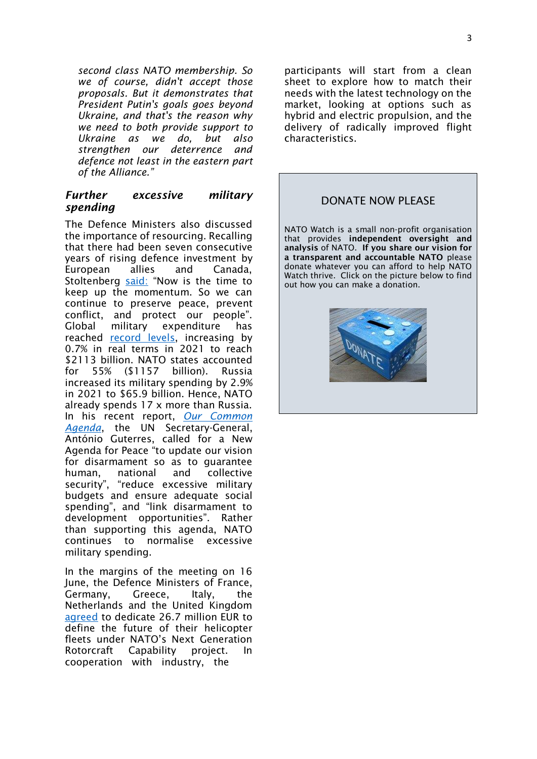*second class NATO membership. So we of course, didn't accept those proposals. But it demonstrates that President Putin's goals goes beyond Ukraine, and that's the reason why we need to both provide support to Ukraine as we do, but also strengthen our deterrence and defence not least in the eastern part of the Alliance."*

### *Further excessive military spending*

The Defence Ministers also discussed the importance of resourcing. Recalling that there had been seven consecutive years of rising defence investment by European allies and Canada, Stoltenberg said: "Now is the time to keep up the momentum. So we can continue to preserve peace, prevent conflict, and protect our people". Global military expenditure has reached record levels, increasing by 0.7% in real terms in 2021 to reach $2113 billion. NATO states accounted for 55% ($1157 billion). Russia increased its military spending by 2.9% in 2021 to $65.9 billion. Hence, NATO already spends 17 x more than Russia. In his recent report, *Our Common Agenda*, the UN Secretary-General, António Guterres, called for a New Agenda for Peace "to update our vision for disarmament so as to guarantee human, national and collective security", "reduce excessive military budgets and ensure adequate social spending", and "link disarmament to development opportunities". Rather than supporting this agenda, NATO continues to normalise excessive military spending.

In the margins of the meeting on 16 June, the Defence Ministers of France, Germany, Greece, Italy, the Netherlands and the United Kingdom agreed to dedicate 26.7 million EUR to define the future of their helicopter fleets under NATO's Next Generation Rotorcraft Capability project. In cooperation with industry, the participants will start from a clean sheet to explore how to match their needs with the latest technology on the market, looking at options such as hybrid and electric propulsion, and the delivery of radically improved flight characteristics.

DONATE NOW PLEASE

NATO Watch is a small non-profit organisation that provides **independent oversight and analysis** of NATO. **If you share our vision for a transparent and accountable NATO** please donate whatever you can afford to help NATO Watch thrive. Click on the picture below to find out how you can make a donation.